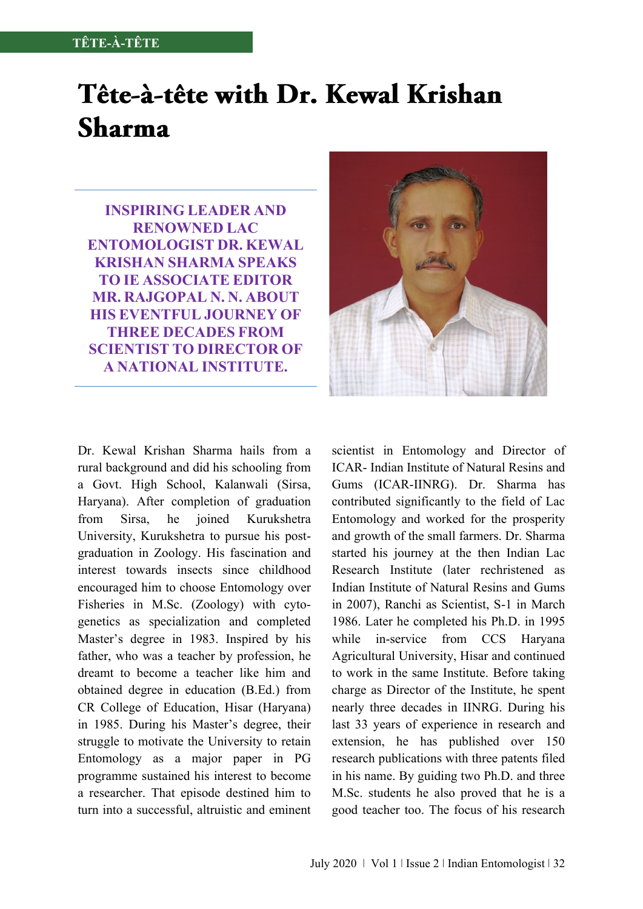# Tête-à-tête with Dr. Kewal Krishan Sharma

**INSPIRING LEADER AND RENOWNED LAC ENTOMOLOGIST DR. KEWAL KRISHAN SHARMA SPEAKS TO IE ASSOCIATE EDITOR MR. RAJGOPAL N. N. ABOUT HIS EVENTFUL JOURNEY OF THREE DECADES FROM SCIENTIST TO DIRECTOR OF A NATIONAL INSTITUTE.**

Dr. Kewal Krishan Sharma hails from a rural background and did his schooling from a Govt. High School, Kalanwali (Sirsa, Haryana). After completion of graduation from Sirsa, he joined Kurukshetra University, Kurukshetra to pursue his post-graduation in Zoology. His fascination and interest towards insects since childhood encouraged him to choose Entomology over Fisheries in M.Sc. (Zoology) with cyto-genetics as specialization and completed Master's degree in 1983. Inspired by his father, who was a teacher by profession, he dreamt to become a teacher like him and obtained degree in education (B.Ed.) from CR College of Education, Hisar (Haryana) in 1985. During his Master's degree, their struggle to motivate the University to retain Entomology as a major paper in PG programme sustained his interest to become a researcher. That episode destined him to turn into a successful, altruistic and eminent scientist in Entomology and Director of ICAR- Indian Institute of Natural Resins and Gums (ICAR-IINRG). Dr. Sharma has contributed significantly to the field of Lac Entomology and worked for the prosperity and growth of the small farmers. Dr. Sharma started his journey at the then Indian Lac Research Institute (later rechristened as Indian Institute of Natural Resins and Gums in 2007), Ranchi as Scientist, S-1 in March 1986. Later he completed his Ph.D. in 1995 while in-service from CCS Haryana Agricultural University, Hisar and continued to work in the same Institute. Before taking charge as Director of the Institute, he spent nearly three decades in IINRG. During his last 33 years of experience in research and extension, he has published over 150 research publications with three patents filed in his name. By guiding two Ph.D. and three M.Sc. students he also proved that he is a good teacher too. The focus of his research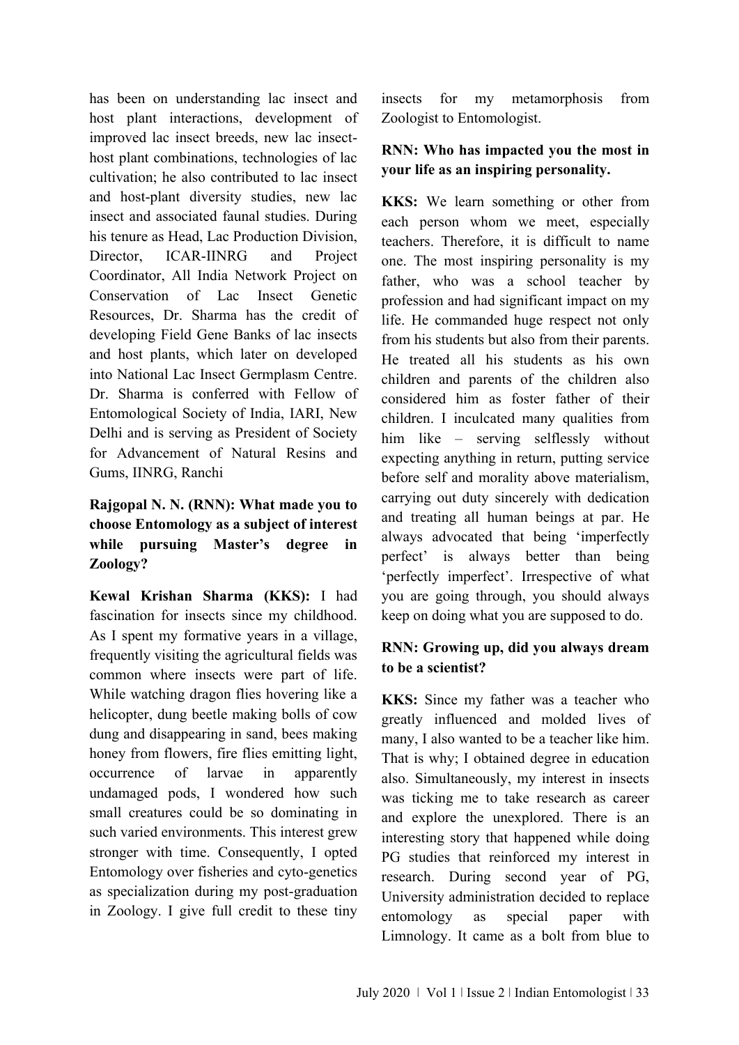has been on understanding lac insect and host plant interactions, development of improved lac insect breeds, new lac insect-host plant combinations, technologies of lac cultivation; he also contributed to lac insect and host-plant diversity studies, new lac insect and associated faunal studies. During his tenure as Head, Lac Production Division, Director, ICAR-IINRG and Project Coordinator, All India Network Project on Conservation of Lac Insect Genetic Resources, Dr. Sharma has the credit of developing Field Gene Banks of lac insects and host plants, which later on developed into National Lac Insect Germplasm Centre. Dr. Sharma is conferred with Fellow of Entomological Society of India, IARI, New Delhi and is serving as President of Society for Advancement of Natural Resins and Gums, IINRG, Ranchi

**Rajgopal N. N. (RNN): What made you to choose Entomology as a subject of interest while pursuing Master's degree in Zoology?**

**Kewal Krishan Sharma (KKS):** I had fascination for insects since my childhood. As I spent my formative years in a village, frequently visiting the agricultural fields was common where insects were part of life. While watching dragon flies hovering like a helicopter, dung beetle making bolls of cow dung and disappearing in sand, bees making honey from flowers, fire flies emitting light, occurrence of larvae in apparently undamaged pods, I wondered how such small creatures could be so dominating in such varied environments. This interest grew stronger with time. Consequently, I opted Entomology over fisheries and cyto-genetics as specialization during my post-graduation in Zoology. I give full credit to these tiny insects for my metamorphosis from Zoologist to Entomologist.

**RNN: Who has impacted you the most in your life as an inspiring personality.**

**KKS:** We learn something or other from each person whom we meet, especially teachers. Therefore, it is difficult to name one. The most inspiring personality is my father, who was a school teacher by profession and had significant impact on my life. He commanded huge respect not only from his students but also from their parents. He treated all his students as his own children and parents of the children also considered him as foster father of their children. I inculcated many qualities from him like – serving selflessly without expecting anything in return, putting service before self and morality above materialism, carrying out duty sincerely with dedication and treating all human beings at par. He always advocated that being 'imperfectly perfect' is always better than being 'perfectly imperfect'. Irrespective of what you are going through, you should always keep on doing what you are supposed to do.

**RNN: Growing up, did you always dream to be a scientist?**

**KKS:** Since my father was a teacher who greatly influenced and molded lives of many, I also wanted to be a teacher like him. That is why; I obtained degree in education also. Simultaneously, my interest in insects was ticking me to take research as career and explore the unexplored. There is an interesting story that happened while doing PG studies that reinforced my interest in research. During second year of PG, University administration decided to replace entomology as special paper with Limnology. It came as a bolt from blue to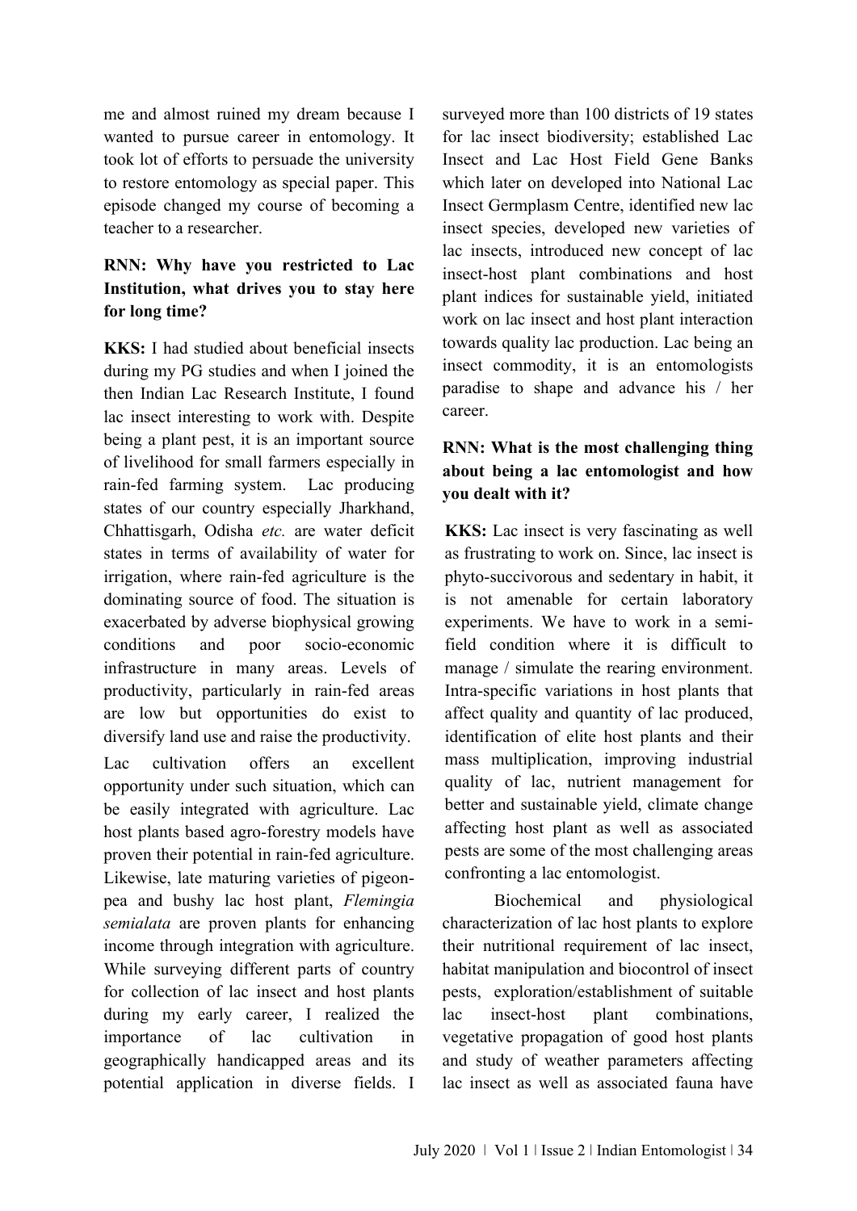me and almost ruined my dream because I wanted to pursue career in entomology. It took lot of efforts to persuade the university to restore entomology as special paper. This episode changed my course of becoming a teacher to a researcher.

**RNN: Why have you restricted to Lac Institution, what drives you to stay here for long time?**

**KKS:** I had studied about beneficial insects during my PG studies and when I joined the then Indian Lac Research Institute, I found lac insect interesting to work with. Despite being a plant pest, it is an important source of livelihood for small farmers especially in rain-fed farming system. Lac producing states of our country especially Jharkhand, Chhattisgarh, Odisha *etc.* are water deficit states in terms of availability of water for irrigation, where rain-fed agriculture is the dominating source of food. The situation is exacerbated by adverse biophysical growing conditions and poor socio-economic infrastructure in many areas. Levels of productivity, particularly in rain-fed areas are low but opportunities do exist to diversify land use and raise the productivity.

Lac cultivation offers an excellent opportunity under such situation, which can be easily integrated with agriculture. Lac host plants based agro-forestry models have proven their potential in rain-fed agriculture. Likewise, late maturing varieties of pigeon-pea and bushy lac host plant, *Flemingia semialata* are proven plants for enhancing income through integration with agriculture. While surveying different parts of country for collection of lac insect and host plants during my early career, I realized the importance of lac cultivation in geographically handicapped areas and its potential application in diverse fields. I surveyed more than 100 districts of 19 states for lac insect biodiversity; established Lac Insect and Lac Host Field Gene Banks which later on developed into National Lac Insect Germplasm Centre, identified new lac insect species, developed new varieties of lac insects, introduced new concept of lac insect-host plant combinations and host plant indices for sustainable yield, initiated work on lac insect and host plant interaction towards quality lac production. Lac being an insect commodity, it is an entomologists paradise to shape and advance his / her career.

**RNN: What is the most challenging thing about being a lac entomologist and how you dealt with it?**

**KKS:** Lac insect is very fascinating as well as frustrating to work on. Since, lac insect is phyto-succivorous and sedentary in habit, it is not amenable for certain laboratory experiments. We have to work in a semi-field condition where it is difficult to manage / simulate the rearing environment. Intra-specific variations in host plants that affect quality and quantity of lac produced, identification of elite host plants and their mass multiplication, improving industrial quality of lac, nutrient management for better and sustainable yield, climate change affecting host plant as well as associated pests are some of the most challenging areas confronting a lac entomologist.

Biochemical and physiological characterization of lac host plants to explore their nutritional requirement of lac insect, habitat manipulation and biocontrol of insect pests, exploration/establishment of suitable lac insect-host plant combinations, vegetative propagation of good host plants and study of weather parameters affecting lac insect as well as associated fauna have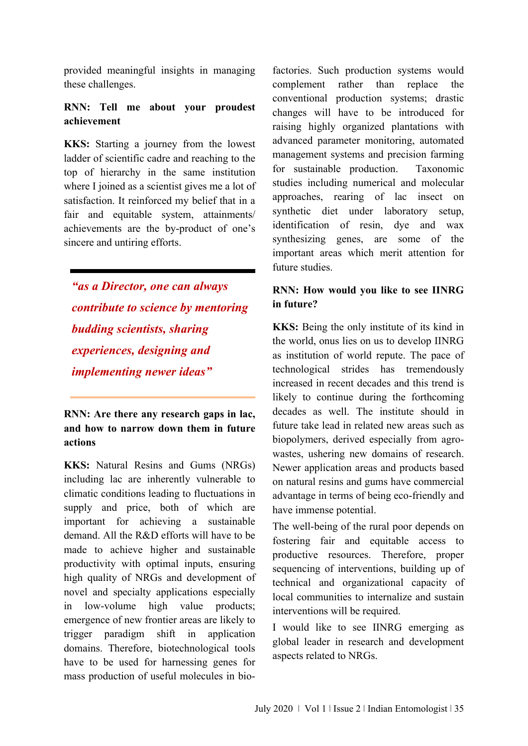provided meaningful insights in managing these challenges.

**RNN: Tell me about your proudest achievement**

**KKS:** Starting a journey from the lowest ladder of scientific cadre and reaching to the top of hierarchy in the same institution where I joined as a scientist gives me a lot of satisfaction. It reinforced my belief that in a fair and equitable system, attainments/ achievements are the by-product of one's sincere and untiring efforts.

> ***"as a Director, one can always contribute to science by mentoring budding scientists, sharing experiences, designing and implementing newer ideas"***

**RNN: Are there any research gaps in lac, and how to narrow down them in future actions**

**KKS:** Natural Resins and Gums (NRGs) including lac are inherently vulnerable to climatic conditions leading to fluctuations in supply and price, both of which are important for achieving a sustainable demand. All the R&D efforts will have to be made to achieve higher and sustainable productivity with optimal inputs, ensuring high quality of NRGs and development of novel and specialty applications especially in low-volume high value products; emergence of new frontier areas are likely to trigger paradigm shift in application domains. Therefore, biotechnological tools have to be used for harnessing genes for mass production of useful molecules in bio-factories. Such production systems would complement rather than replace the conventional production systems; drastic changes will have to be introduced for raising highly organized plantations with advanced parameter monitoring, automated management systems and precision farming for sustainable production. Taxonomic studies including numerical and molecular approaches, rearing of lac insect on synthetic diet under laboratory setup, identification of resin, dye and wax synthesizing genes, are some of the important areas which merit attention for future studies.

**RNN: How would you like to see IINRG in future?**

**KKS:** Being the only institute of its kind in the world, onus lies on us to develop IINRG as institution of world repute. The pace of technological strides has tremendously increased in recent decades and this trend is likely to continue during the forthcoming decades as well. The institute should in future take lead in related new areas such as biopolymers, derived especially from agro-wastes, ushering new domains of research. Newer application areas and products based on natural resins and gums have commercial advantage in terms of being eco-friendly and have immense potential.

The well-being of the rural poor depends on fostering fair and equitable access to productive resources. Therefore, proper sequencing of interventions, building up of technical and organizational capacity of local communities to internalize and sustain interventions will be required.

I would like to see IINRG emerging as global leader in research and development aspects related to NRGs.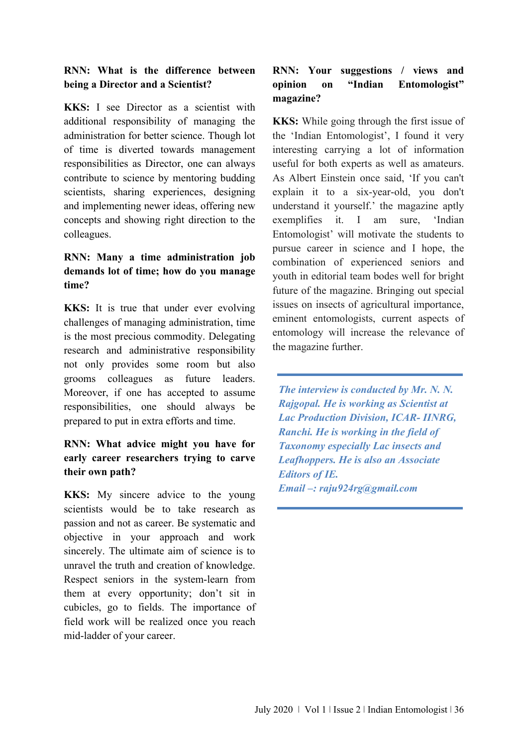**RNN: What is the difference between being a Director and a Scientist?**

**KKS:** I see Director as a scientist with additional responsibility of managing the administration for better science. Though lot of time is diverted towards management responsibilities as Director, one can always contribute to science by mentoring budding scientists, sharing experiences, designing and implementing newer ideas, offering new concepts and showing right direction to the colleagues.

**RNN: Many a time administration job demands lot of time; how do you manage time?**

**KKS:** It is true that under ever evolving challenges of managing administration, time is the most precious commodity. Delegating research and administrative responsibility not only provides some room but also grooms colleagues as future leaders. Moreover, if one has accepted to assume responsibilities, one should always be prepared to put in extra efforts and time.

**RNN: What advice might you have for early career researchers trying to carve their own path?**

**KKS:** My sincere advice to the young scientists would be to take research as passion and not as career. Be systematic and objective in your approach and work sincerely. The ultimate aim of science is to unravel the truth and creation of knowledge. Respect seniors in the system-learn from them at every opportunity; don't sit in cubicles, go to fields. The importance of field work will be realized once you reach mid-ladder of your career.

**RNN: Your suggestions / views and opinion on "Indian Entomologist" magazine?**

**KKS:** While going through the first issue of the 'Indian Entomologist', I found it very interesting carrying a lot of information useful for both experts as well as amateurs. As Albert Einstein once said, 'If you can't explain it to a six-year-old, you don't understand it yourself.' the magazine aptly exemplifies it. I am sure, 'Indian Entomologist' will motivate the students to pursue career in science and I hope, the combination of experienced seniors and youth in editorial team bodes well for bright future of the magazine. Bringing out special issues on insects of agricultural importance, eminent entomologists, current aspects of entomology will increase the relevance of the magazine further.

---

***The interview is conducted by Mr. N. N. Rajgopal. He is working as Scientist at Lac Production Division, ICAR- IINRG, Ranchi. He is working in the field of Taxonomy especially Lac insects and Leafhoppers. He is also an Associate Editors of IE.***
***Email –: raju924rg@gmail.com***

---